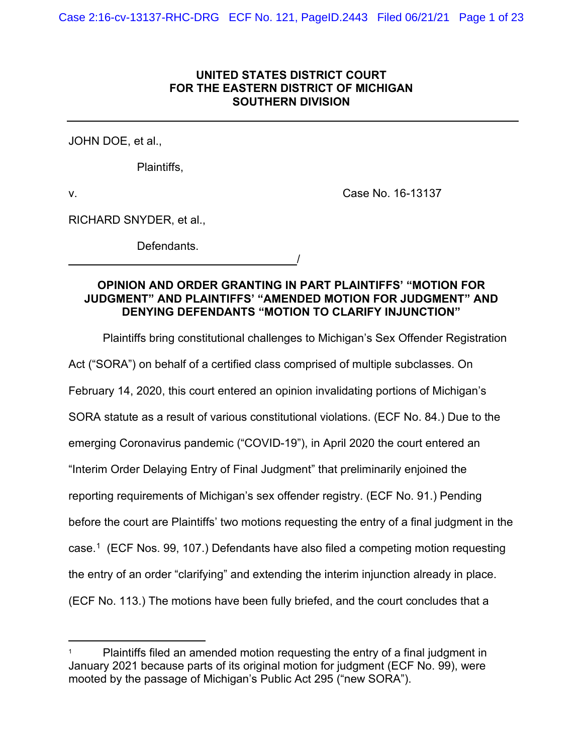**UNITED STATES DISTRICT COURT**
**FOR THE EASTERN DISTRICT OF MICHIGAN**
**SOUTHERN DIVISION**

---

JOHN DOE, et al.,

Plaintiffs,

v. Case No. 16-13137

RICHARD SNYDER, et al.,

Defendants.

______________________________/

**OPINION AND ORDER GRANTING IN PART PLAINTIFFS' "MOTION FOR JUDGMENT" AND PLAINTIFFS' "AMENDED MOTION FOR JUDGMENT" AND DENYING DEFENDANTS "MOTION TO CLARIFY INJUNCTION"**

Plaintiffs bring constitutional challenges to Michigan's Sex Offender Registration Act ("SORA") on behalf of a certified class comprised of multiple subclasses. On February 14, 2020, this court entered an opinion invalidating portions of Michigan's SORA statute as a result of various constitutional violations. (ECF No. 84.) Due to the emerging Coronavirus pandemic ("COVID-19"), in April 2020 the court entered an "Interim Order Delaying Entry of Final Judgment" that preliminarily enjoined the reporting requirements of Michigan's sex offender registry. (ECF No. 91.) Pending before the court are Plaintiffs' two motions requesting the entry of a final judgment in the case.[1] (ECF Nos. 99, 107.) Defendants have also filed a competing motion requesting the entry of an order "clarifying" and extending the interim injunction already in place. (ECF No. 113.) The motions have been fully briefed, and the court concludes that a

---

[1] Plaintiffs filed an amended motion requesting the entry of a final judgment in January 2021 because parts of its original motion for judgment (ECF No. 99), were mooted by the passage of Michigan's Public Act 295 ("new SORA").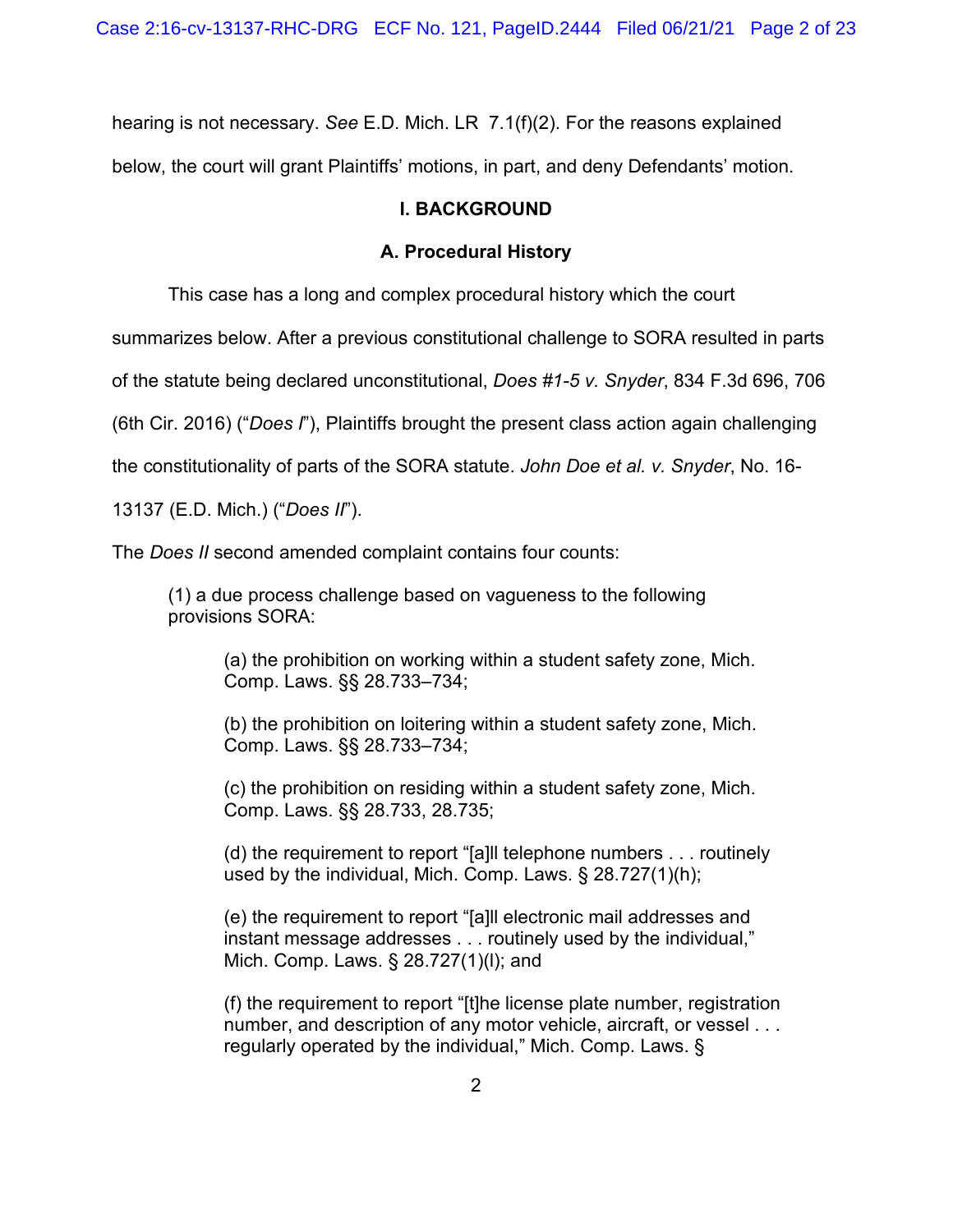hearing is not necessary. *See* E.D. Mich. LR 7.1(f)(2). For the reasons explained below, the court will grant Plaintiffs' motions, in part, and deny Defendants' motion.

## I. BACKGROUND

### A. Procedural History

This case has a long and complex procedural history which the court summarizes below. After a previous constitutional challenge to SORA resulted in parts of the statute being declared unconstitutional, *Does #1-5 v. Snyder*, 834 F.3d 696, 706 (6th Cir. 2016) ("*Does I*"), Plaintiffs brought the present class action again challenging the constitutionality of parts of the SORA statute. *John Doe et al. v. Snyder*, No. 16-13137 (E.D. Mich.) ("*Does II*").

The *Does II* second amended complaint contains four counts:

> (1) a due process challenge based on vagueness to the following provisions SORA:
>
> > (a) the prohibition on working within a student safety zone, Mich. Comp. Laws. §§ 28.733–734;
> >
> > (b) the prohibition on loitering within a student safety zone, Mich. Comp. Laws. §§ 28.733–734;
> >
> > (c) the prohibition on residing within a student safety zone, Mich. Comp. Laws. §§ 28.733, 28.735;
> >
> > (d) the requirement to report "[a]ll telephone numbers . . . routinely used by the individual, Mich. Comp. Laws. § 28.727(1)(h);
> >
> > (e) the requirement to report "[a]ll electronic mail addresses and instant message addresses . . . routinely used by the individual," Mich. Comp. Laws. § 28.727(1)(l); and
> >
> > (f) the requirement to report "[t]he license plate number, registration number, and description of any motor vehicle, aircraft, or vessel . . . regularly operated by the individual," Mich. Comp. Laws. §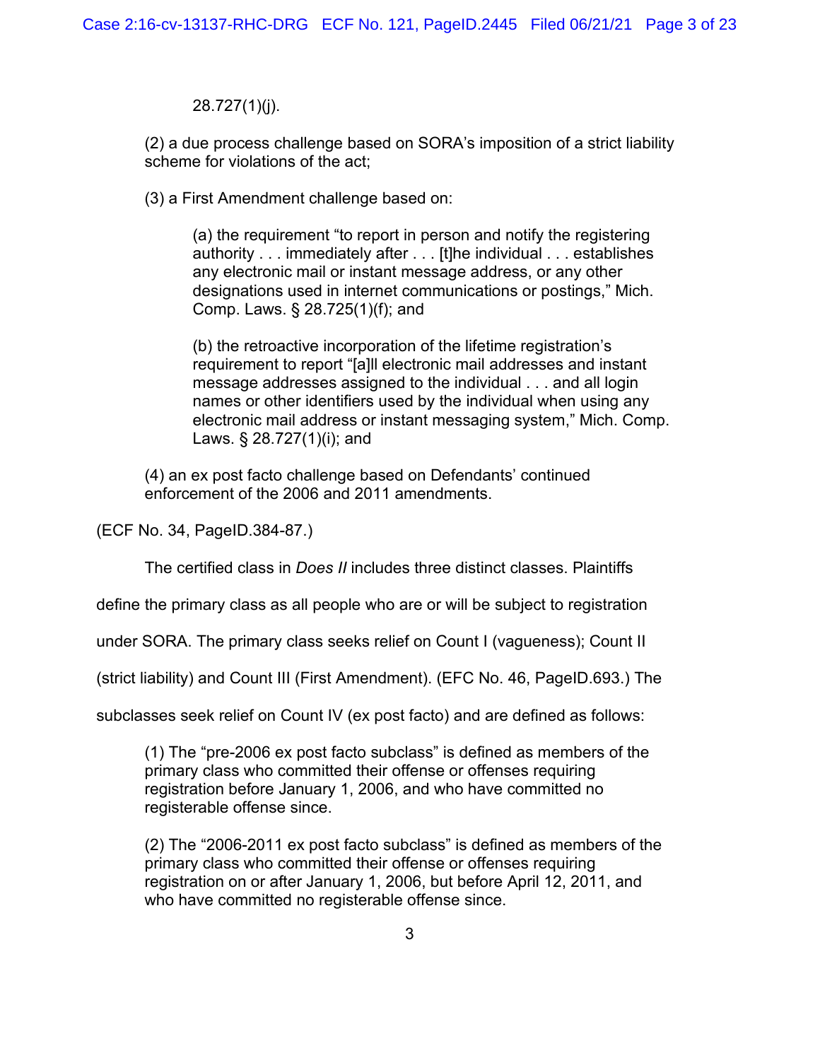28.727(1)(j).

(2) a due process challenge based on SORA's imposition of a strict liability scheme for violations of the act;

(3) a First Amendment challenge based on:

> (a) the requirement "to report in person and notify the registering authority . . . immediately after . . . [t]he individual . . . establishes any electronic mail or instant message address, or any other designations used in internet communications or postings," Mich. Comp. Laws. § 28.725(1)(f); and
>
> (b) the retroactive incorporation of the lifetime registration's requirement to report "[a]ll electronic mail addresses and instant message addresses assigned to the individual . . . and all login names or other identifiers used by the individual when using any electronic mail address or instant messaging system," Mich. Comp. Laws. § 28.727(1)(i); and

(4) an ex post facto challenge based on Defendants' continued enforcement of the 2006 and 2011 amendments.

(ECF No. 34, PageID.384-87.)

The certified class in *Does II* includes three distinct classes. Plaintiffs define the primary class as all people who are or will be subject to registration under SORA. The primary class seeks relief on Count I (vagueness); Count II (strict liability) and Count III (First Amendment). (EFC No. 46, PageID.693.) The subclasses seek relief on Count IV (ex post facto) and are defined as follows:

(1) The "pre-2006 ex post facto subclass" is defined as members of the primary class who committed their offense or offenses requiring registration before January 1, 2006, and who have committed no registerable offense since.

(2) The "2006-2011 ex post facto subclass" is defined as members of the primary class who committed their offense or offenses requiring registration on or after January 1, 2006, but before April 12, 2011, and who have committed no registerable offense since.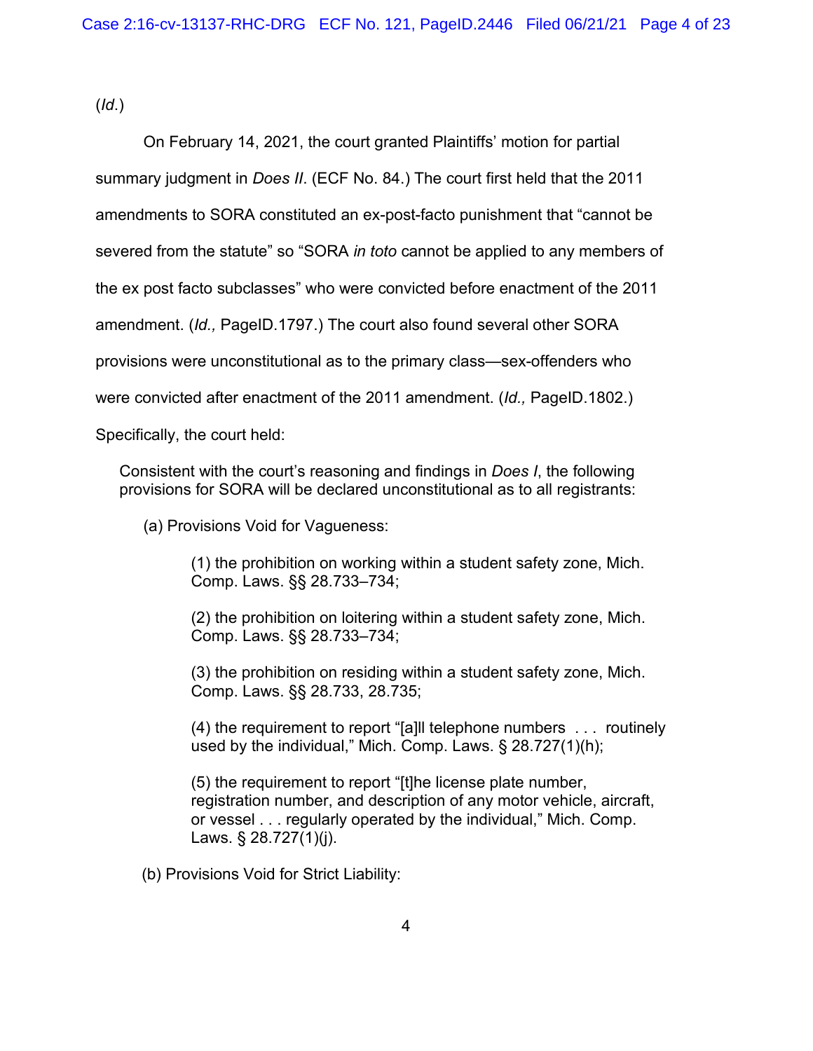(*Id.*)

On February 14, 2021, the court granted Plaintiffs' motion for partial summary judgment in *Does II*. (ECF No. 84.) The court first held that the 2011 amendments to SORA constituted an ex-post-facto punishment that "cannot be severed from the statute" so "SORA *in toto* cannot be applied to any members of the ex post facto subclasses" who were convicted before enactment of the 2011 amendment. (*Id.,* PageID.1797.) The court also found several other SORA provisions were unconstitutional as to the primary class—sex-offenders who were convicted after enactment of the 2011 amendment. (*Id.,* PageID.1802.) Specifically, the court held:

> Consistent with the court's reasoning and findings in *Does I*, the following provisions for SORA will be declared unconstitutional as to all registrants:
>
> (a) Provisions Void for Vagueness:
>
> (1) the prohibition on working within a student safety zone, Mich. Comp. Laws. §§ 28.733–734;
>
> (2) the prohibition on loitering within a student safety zone, Mich. Comp. Laws. §§ 28.733–734;
>
> (3) the prohibition on residing within a student safety zone, Mich. Comp. Laws. §§ 28.733, 28.735;
>
> (4) the requirement to report "[a]ll telephone numbers . . . routinely used by the individual," Mich. Comp. Laws. § 28.727(1)(h);
>
> (5) the requirement to report "[t]he license plate number, registration number, and description of any motor vehicle, aircraft, or vessel . . . regularly operated by the individual," Mich. Comp. Laws. § 28.727(1)(j).
>
> (b) Provisions Void for Strict Liability: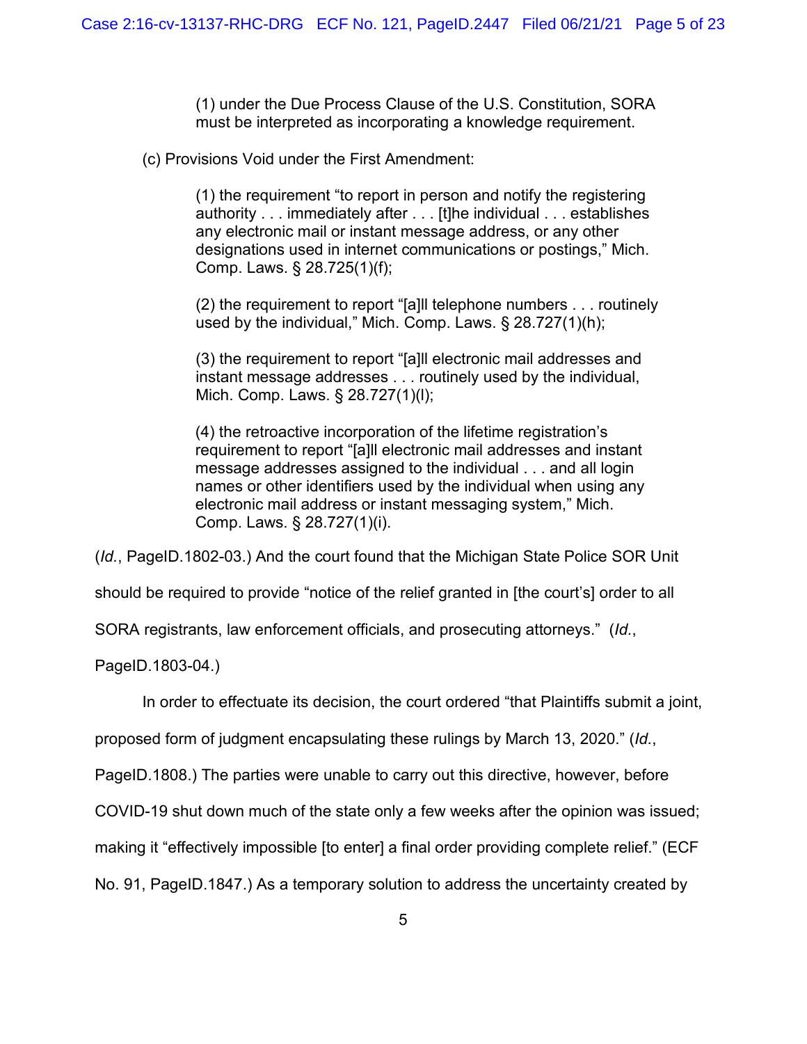(1) under the Due Process Clause of the U.S. Constitution, SORA must be interpreted as incorporating a knowledge requirement.

(c) Provisions Void under the First Amendment:

(1) the requirement "to report in person and notify the registering authority . . . immediately after . . . [t]he individual . . . establishes any electronic mail or instant message address, or any other designations used in internet communications or postings," Mich. Comp. Laws. § 28.725(1)(f);

(2) the requirement to report "[a]ll telephone numbers . . . routinely used by the individual," Mich. Comp. Laws. § 28.727(1)(h);

(3) the requirement to report "[a]ll electronic mail addresses and instant message addresses . . . routinely used by the individual, Mich. Comp. Laws. § 28.727(1)(l);

(4) the retroactive incorporation of the lifetime registration's requirement to report "[a]ll electronic mail addresses and instant message addresses assigned to the individual . . . and all login names or other identifiers used by the individual when using any electronic mail address or instant messaging system," Mich. Comp. Laws. § 28.727(1)(i).

(*Id.*, PageID.1802-03.) And the court found that the Michigan State Police SOR Unit should be required to provide "notice of the relief granted in [the court's] order to all SORA registrants, law enforcement officials, and prosecuting attorneys." (*Id.*, PageID.1803-04.)

In order to effectuate its decision, the court ordered "that Plaintiffs submit a joint, proposed form of judgment encapsulating these rulings by March 13, 2020." (*Id.*, PageID.1808.) The parties were unable to carry out this directive, however, before COVID-19 shut down much of the state only a few weeks after the opinion was issued; making it "effectively impossible [to enter] a final order providing complete relief." (ECF No. 91, PageID.1847.) As a temporary solution to address the uncertainty created by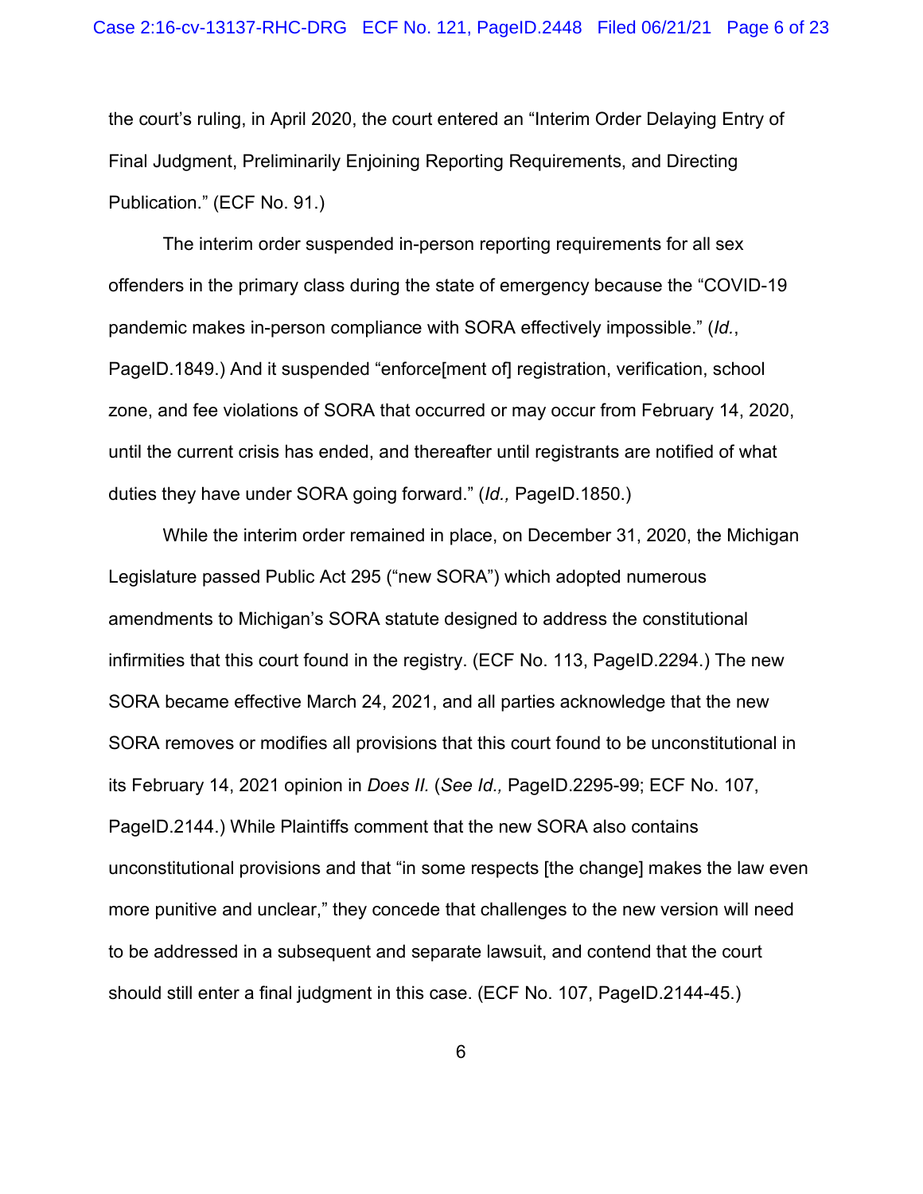the court's ruling, in April 2020, the court entered an "Interim Order Delaying Entry of Final Judgment, Preliminarily Enjoining Reporting Requirements, and Directing Publication." (ECF No. 91.)

The interim order suspended in-person reporting requirements for all sex offenders in the primary class during the state of emergency because the "COVID-19 pandemic makes in-person compliance with SORA effectively impossible." (*Id.*, PageID.1849.) And it suspended "enforce[ment of] registration, verification, school zone, and fee violations of SORA that occurred or may occur from February 14, 2020, until the current crisis has ended, and thereafter until registrants are notified of what duties they have under SORA going forward." (*Id.,* PageID.1850.)

While the interim order remained in place, on December 31, 2020, the Michigan Legislature passed Public Act 295 ("new SORA") which adopted numerous amendments to Michigan's SORA statute designed to address the constitutional infirmities that this court found in the registry. (ECF No. 113, PageID.2294.) The new SORA became effective March 24, 2021, and all parties acknowledge that the new SORA removes or modifies all provisions that this court found to be unconstitutional in its February 14, 2021 opinion in *Does II.* (*See Id.,* PageID.2295-99; ECF No. 107, PageID.2144.) While Plaintiffs comment that the new SORA also contains unconstitutional provisions and that "in some respects [the change] makes the law even more punitive and unclear," they concede that challenges to the new version will need to be addressed in a subsequent and separate lawsuit, and contend that the court should still enter a final judgment in this case. (ECF No. 107, PageID.2144-45.)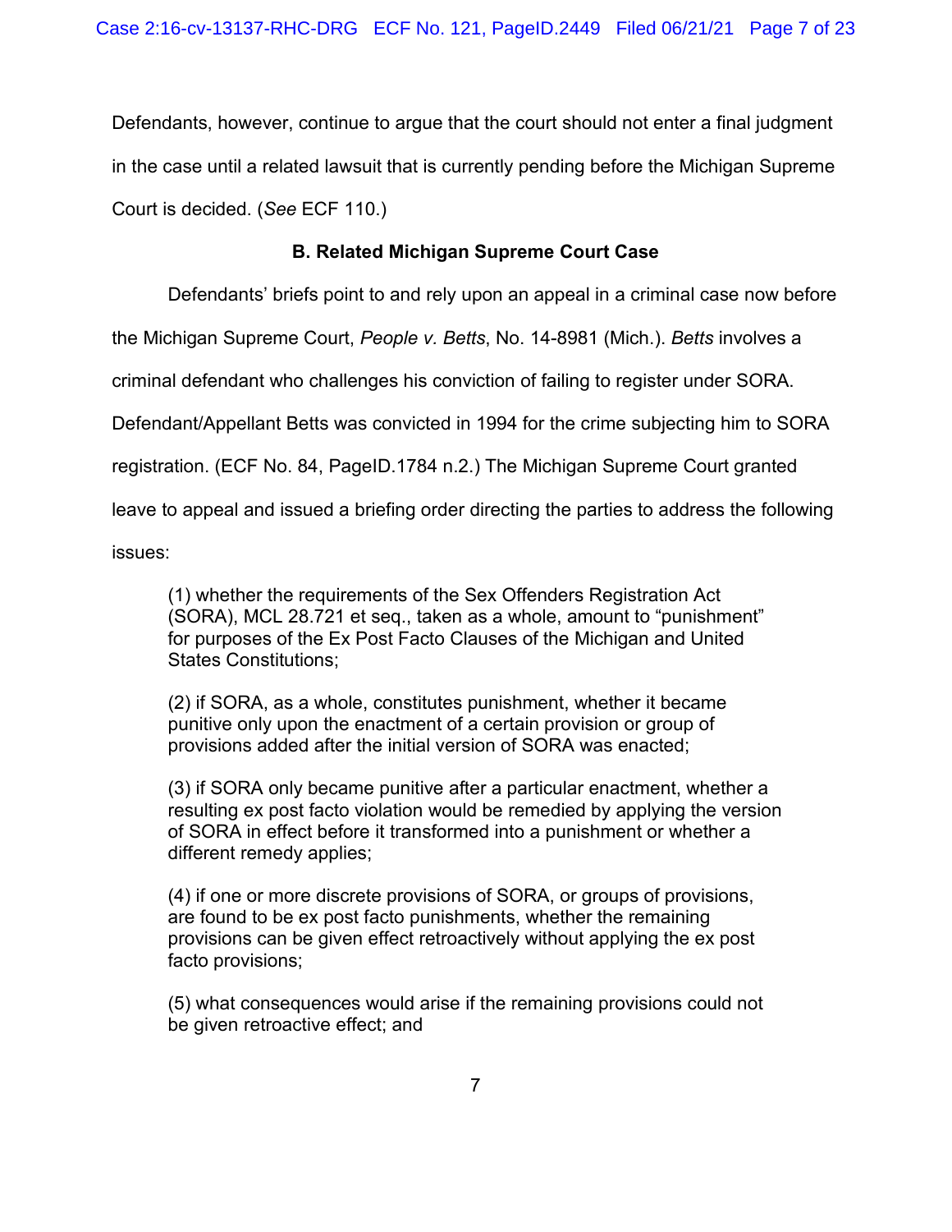Defendants, however, continue to argue that the court should not enter a final judgment in the case until a related lawsuit that is currently pending before the Michigan Supreme Court is decided. (*See* ECF 110.)

### B. Related Michigan Supreme Court Case

Defendants' briefs point to and rely upon an appeal in a criminal case now before the Michigan Supreme Court, *People v. Betts*, No. 14-8981 (Mich.). *Betts* involves a criminal defendant who challenges his conviction of failing to register under SORA. Defendant/Appellant Betts was convicted in 1994 for the crime subjecting him to SORA registration. (ECF No. 84, PageID.1784 n.2.) The Michigan Supreme Court granted leave to appeal and issued a briefing order directing the parties to address the following issues:

> (1) whether the requirements of the Sex Offenders Registration Act (SORA), MCL 28.721 et seq., taken as a whole, amount to "punishment" for purposes of the Ex Post Facto Clauses of the Michigan and United States Constitutions;
>
> (2) if SORA, as a whole, constitutes punishment, whether it became punitive only upon the enactment of a certain provision or group of provisions added after the initial version of SORA was enacted;
>
> (3) if SORA only became punitive after a particular enactment, whether a resulting ex post facto violation would be remedied by applying the version of SORA in effect before it transformed into a punishment or whether a different remedy applies;
>
> (4) if one or more discrete provisions of SORA, or groups of provisions, are found to be ex post facto punishments, whether the remaining provisions can be given effect retroactively without applying the ex post facto provisions;
>
> (5) what consequences would arise if the remaining provisions could not be given retroactive effect; and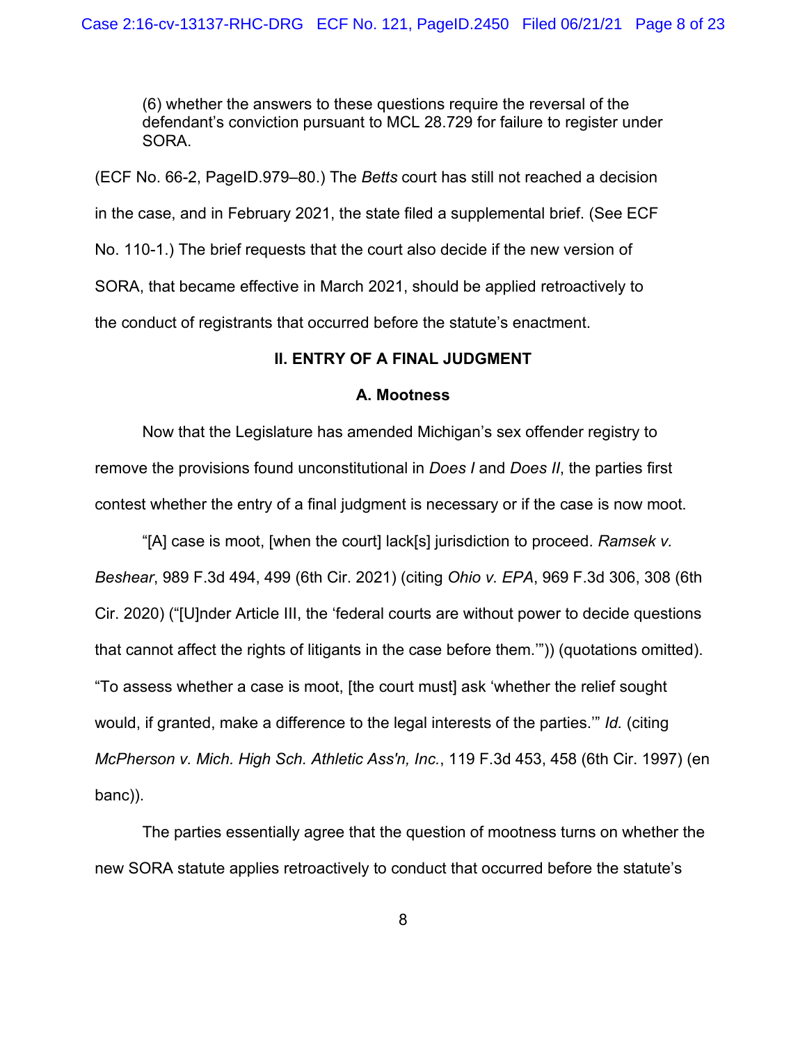(6) whether the answers to these questions require the reversal of the defendant's conviction pursuant to MCL 28.729 for failure to register under SORA.

(ECF No. 66-2, PageID.979–80.) The *Betts* court has still not reached a decision in the case, and in February 2021, the state filed a supplemental brief. (See ECF No. 110-1.) The brief requests that the court also decide if the new version of SORA, that became effective in March 2021, should be applied retroactively to the conduct of registrants that occurred before the statute's enactment.

## II. ENTRY OF A FINAL JUDGMENT

### A. Mootness

Now that the Legislature has amended Michigan's sex offender registry to remove the provisions found unconstitutional in *Does I* and *Does II*, the parties first contest whether the entry of a final judgment is necessary or if the case is now moot.

"[A] case is moot, [when the court] lack[s] jurisdiction to proceed. *Ramsek v. Beshear*, 989 F.3d 494, 499 (6th Cir. 2021) (citing *Ohio v. EPA*, 969 F.3d 306, 308 (6th Cir. 2020) ("[U]nder Article III, the 'federal courts are without power to decide questions that cannot affect the rights of litigants in the case before them.'")) (quotations omitted). "To assess whether a case is moot, [the court must] ask 'whether the relief sought would, if granted, make a difference to the legal interests of the parties.'" *Id.* (citing *McPherson v. Mich. High Sch. Athletic Ass'n, Inc.*, 119 F.3d 453, 458 (6th Cir. 1997) (en banc)).

The parties essentially agree that the question of mootness turns on whether the new SORA statute applies retroactively to conduct that occurred before the statute's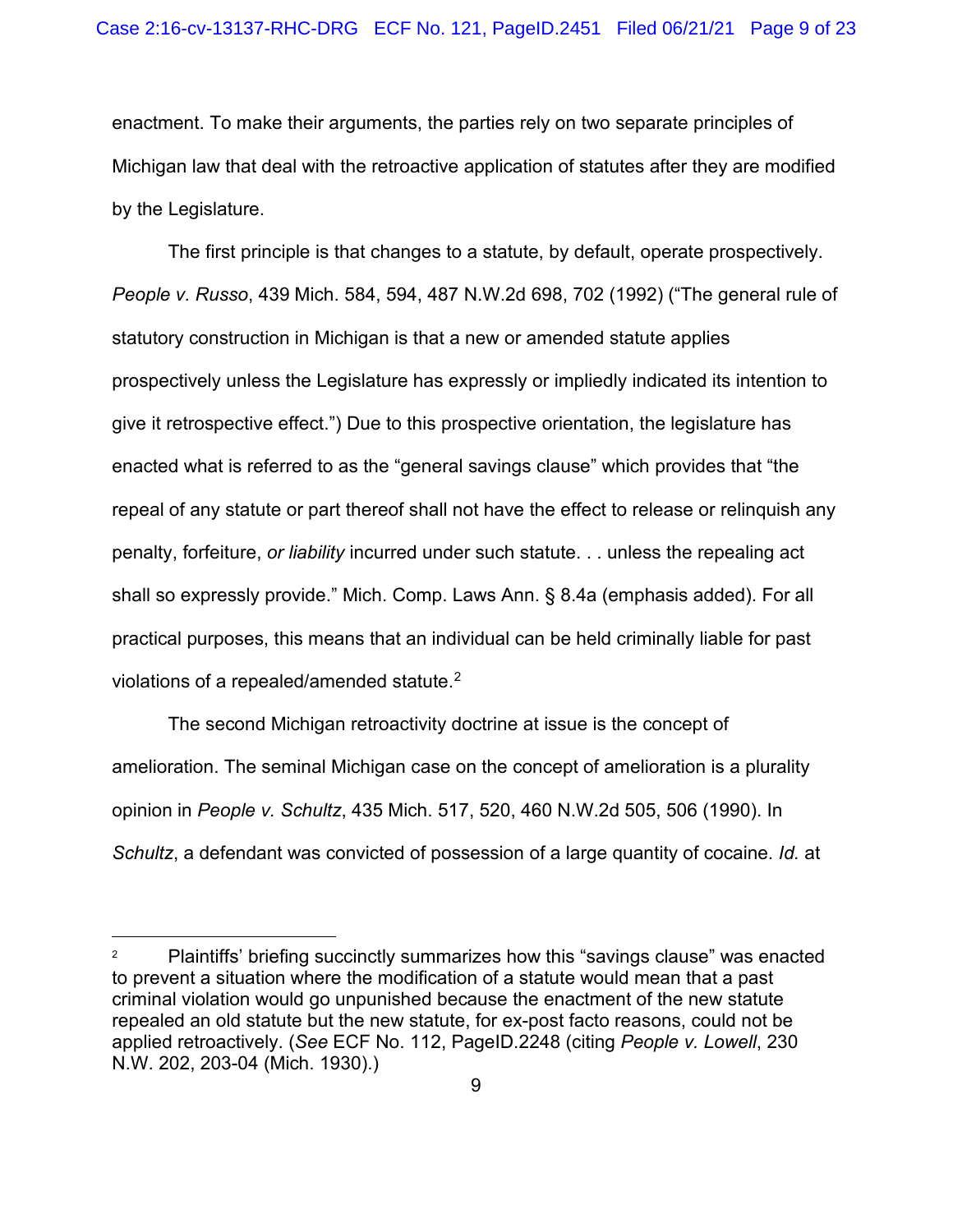enactment. To make their arguments, the parties rely on two separate principles of Michigan law that deal with the retroactive application of statutes after they are modified by the Legislature.

The first principle is that changes to a statute, by default, operate prospectively. *People v. Russo*, 439 Mich. 584, 594, 487 N.W.2d 698, 702 (1992) ("The general rule of statutory construction in Michigan is that a new or amended statute applies prospectively unless the Legislature has expressly or impliedly indicated its intention to give it retrospective effect.") Due to this prospective orientation, the legislature has enacted what is referred to as the "general savings clause" which provides that "the repeal of any statute or part thereof shall not have the effect to release or relinquish any penalty, forfeiture, *or liability* incurred under such statute. . . unless the repealing act shall so expressly provide." Mich. Comp. Laws Ann. § 8.4a (emphasis added). For all practical purposes, this means that an individual can be held criminally liable for past violations of a repealed/amended statute.[2]

The second Michigan retroactivity doctrine at issue is the concept of amelioration. The seminal Michigan case on the concept of amelioration is a plurality opinion in *People v. Schultz*, 435 Mich. 517, 520, 460 N.W.2d 505, 506 (1990). In *Schultz*, a defendant was convicted of possession of a large quantity of cocaine. *Id.* at

---

[2] Plaintiffs' briefing succinctly summarizes how this "savings clause" was enacted to prevent a situation where the modification of a statute would mean that a past criminal violation would go unpunished because the enactment of the new statute repealed an old statute but the new statute, for ex-post facto reasons, could not be applied retroactively. (*See* ECF No. 112, PageID.2248 (citing *People v. Lowell*, 230 N.W. 202, 203-04 (Mich. 1930).)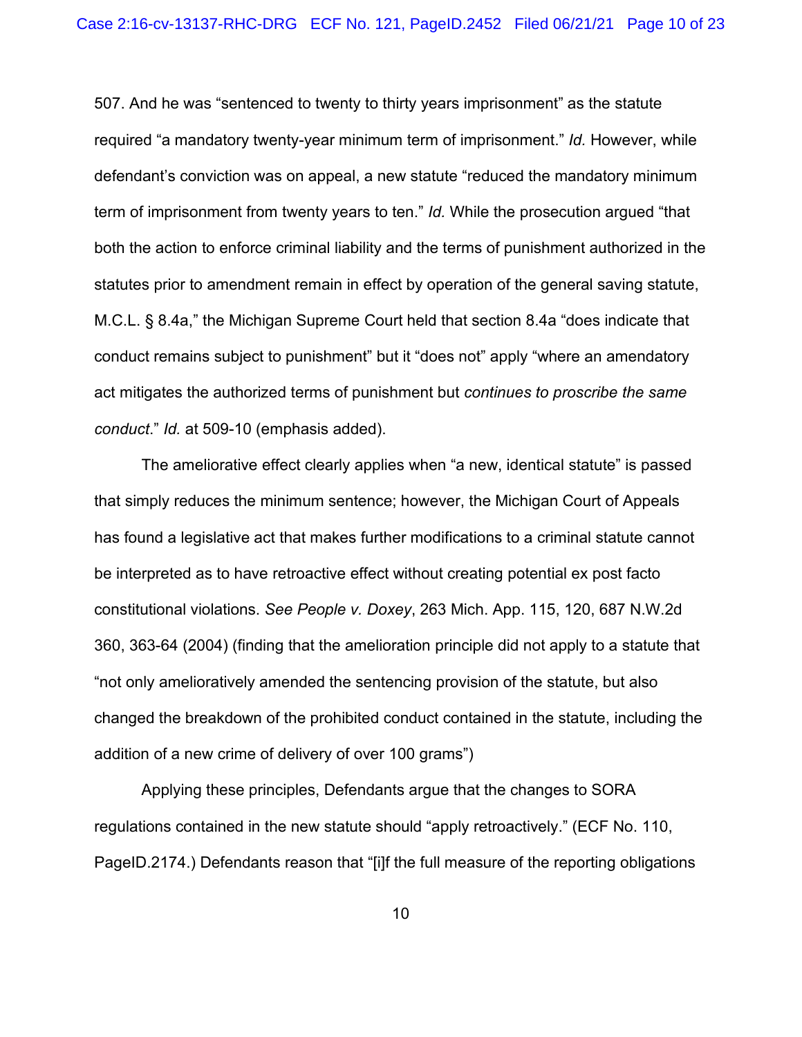507. And he was "sentenced to twenty to thirty years imprisonment" as the statute required "a mandatory twenty-year minimum term of imprisonment." *Id.* However, while defendant's conviction was on appeal, a new statute "reduced the mandatory minimum term of imprisonment from twenty years to ten." *Id.* While the prosecution argued "that both the action to enforce criminal liability and the terms of punishment authorized in the statutes prior to amendment remain in effect by operation of the general saving statute, M.C.L. § 8.4a," the Michigan Supreme Court held that section 8.4a "does indicate that conduct remains subject to punishment" but it "does not" apply "where an amendatory act mitigates the authorized terms of punishment but *continues to proscribe the same conduct*." *Id.* at 509-10 (emphasis added).

The ameliorative effect clearly applies when "a new, identical statute" is passed that simply reduces the minimum sentence; however, the Michigan Court of Appeals has found a legislative act that makes further modifications to a criminal statute cannot be interpreted as to have retroactive effect without creating potential ex post facto constitutional violations. *See People v. Doxey*, 263 Mich. App. 115, 120, 687 N.W.2d 360, 363-64 (2004) (finding that the amelioration principle did not apply to a statute that "not only amelioratively amended the sentencing provision of the statute, but also changed the breakdown of the prohibited conduct contained in the statute, including the addition of a new crime of delivery of over 100 grams")

Applying these principles, Defendants argue that the changes to SORA regulations contained in the new statute should "apply retroactively." (ECF No. 110, PageID.2174.) Defendants reason that "[i]f the full measure of the reporting obligations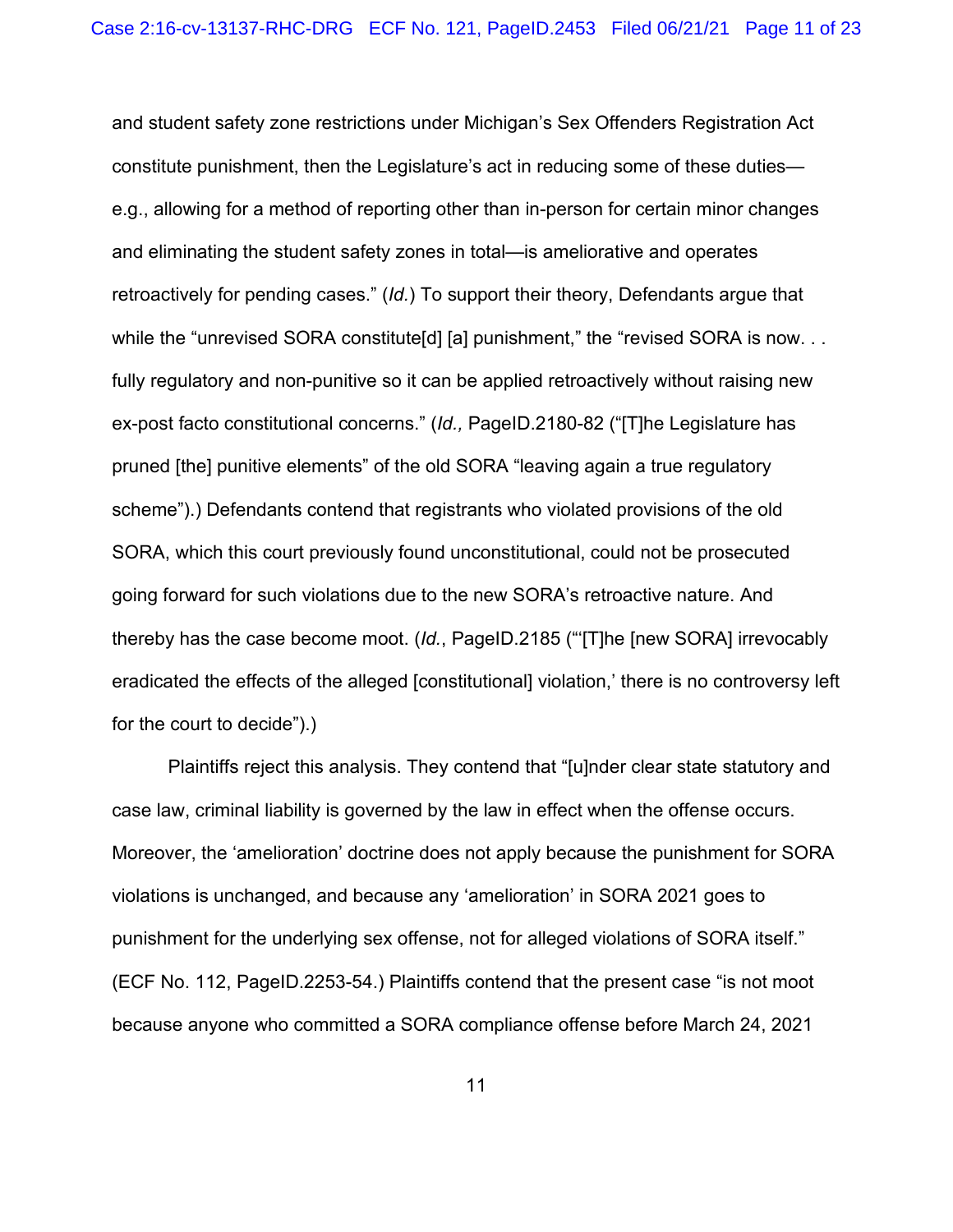and student safety zone restrictions under Michigan's Sex Offenders Registration Act constitute punishment, then the Legislature's act in reducing some of these duties—e.g., allowing for a method of reporting other than in-person for certain minor changes and eliminating the student safety zones in total—is ameliorative and operates retroactively for pending cases." (*Id.*) To support their theory, Defendants argue that while the "unrevised SORA constitute[d] [a] punishment," the "revised SORA is now. . . fully regulatory and non-punitive so it can be applied retroactively without raising new ex-post facto constitutional concerns." (*Id.,* PageID.2180-82 ("[T]he Legislature has pruned [the] punitive elements" of the old SORA "leaving again a true regulatory scheme").) Defendants contend that registrants who violated provisions of the old SORA, which this court previously found unconstitutional, could not be prosecuted going forward for such violations due to the new SORA's retroactive nature. And thereby has the case become moot. (*Id.*, PageID.2185 ("'[T]he [new SORA] irrevocably eradicated the effects of the alleged [constitutional] violation,' there is no controversy left for the court to decide").)

Plaintiffs reject this analysis. They contend that "[u]nder clear state statutory and case law, criminal liability is governed by the law in effect when the offense occurs. Moreover, the 'amelioration' doctrine does not apply because the punishment for SORA violations is unchanged, and because any 'amelioration' in SORA 2021 goes to punishment for the underlying sex offense, not for alleged violations of SORA itself." (ECF No. 112, PageID.2253-54.) Plaintiffs contend that the present case "is not moot because anyone who committed a SORA compliance offense before March 24, 2021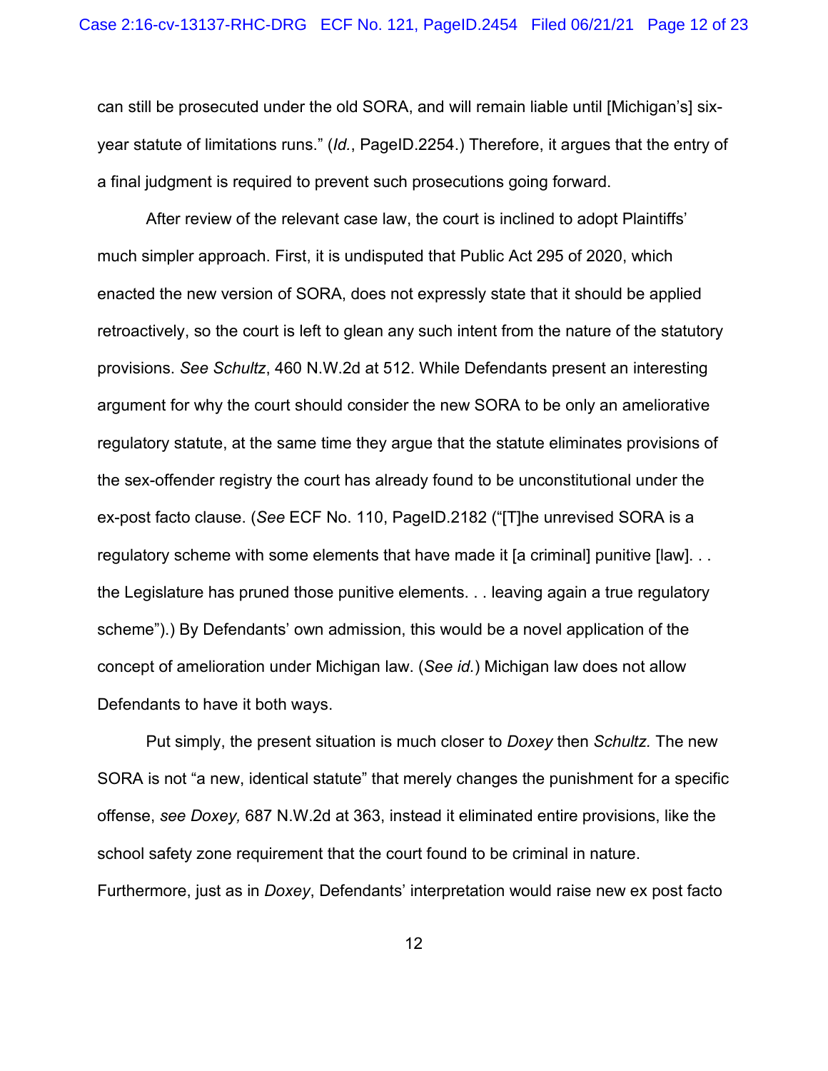can still be prosecuted under the old SORA, and will remain liable until [Michigan's] six-year statute of limitations runs." (*Id.*, PageID.2254.) Therefore, it argues that the entry of a final judgment is required to prevent such prosecutions going forward.

After review of the relevant case law, the court is inclined to adopt Plaintiffs' much simpler approach. First, it is undisputed that Public Act 295 of 2020, which enacted the new version of SORA, does not expressly state that it should be applied retroactively, so the court is left to glean any such intent from the nature of the statutory provisions. *See Schultz*, 460 N.W.2d at 512. While Defendants present an interesting argument for why the court should consider the new SORA to be only an ameliorative regulatory statute, at the same time they argue that the statute eliminates provisions of the sex-offender registry the court has already found to be unconstitutional under the ex-post facto clause. (*See* ECF No. 110, PageID.2182 ("[T]he unrevised SORA is a regulatory scheme with some elements that have made it [a criminal] punitive [law]. . . the Legislature has pruned those punitive elements. . . leaving again a true regulatory scheme").) By Defendants' own admission, this would be a novel application of the concept of amelioration under Michigan law. (*See id.*) Michigan law does not allow Defendants to have it both ways.

Put simply, the present situation is much closer to *Doxey* then *Schultz.* The new SORA is not "a new, identical statute" that merely changes the punishment for a specific offense, *see Doxey,* 687 N.W.2d at 363, instead it eliminated entire provisions, like the school safety zone requirement that the court found to be criminal in nature. Furthermore, just as in *Doxey*, Defendants' interpretation would raise new ex post facto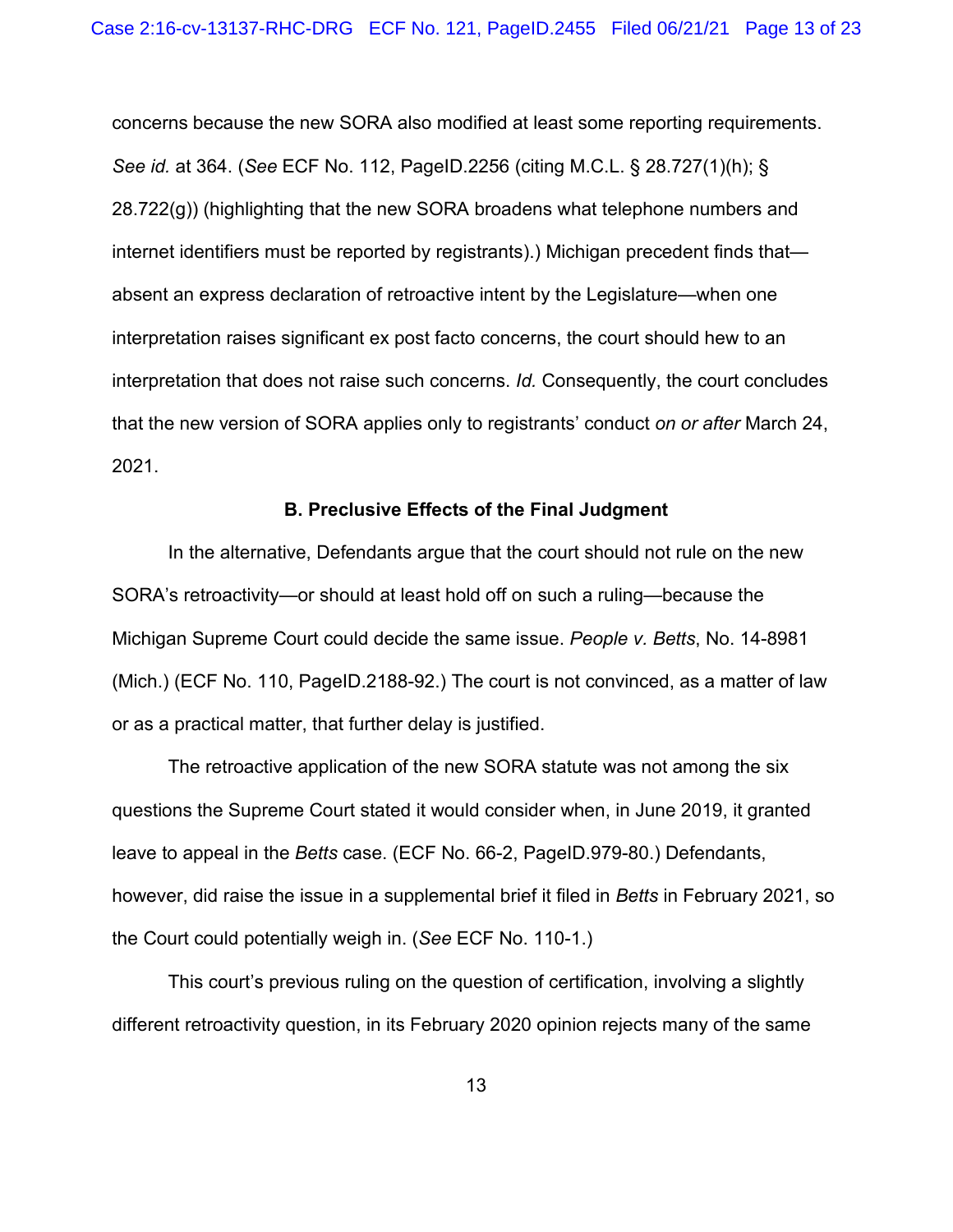concerns because the new SORA also modified at least some reporting requirements. *See id.* at 364. (*See* ECF No. 112, PageID.2256 (citing M.C.L. § 28.727(1)(h); § 28.722(g)) (highlighting that the new SORA broadens what telephone numbers and internet identifiers must be reported by registrants).) Michigan precedent finds that—absent an express declaration of retroactive intent by the Legislature—when one interpretation raises significant ex post facto concerns, the court should hew to an interpretation that does not raise such concerns. *Id.* Consequently, the court concludes that the new version of SORA applies only to registrants' conduct *on or after* March 24, 2021.

**B. Preclusive Effects of the Final Judgment**

In the alternative, Defendants argue that the court should not rule on the new SORA's retroactivity—or should at least hold off on such a ruling—because the Michigan Supreme Court could decide the same issue. *People v. Betts*, No. 14-8981 (Mich.) (ECF No. 110, PageID.2188-92.) The court is not convinced, as a matter of law or as a practical matter, that further delay is justified.

The retroactive application of the new SORA statute was not among the six questions the Supreme Court stated it would consider when, in June 2019, it granted leave to appeal in the *Betts* case. (ECF No. 66-2, PageID.979-80.) Defendants, however, did raise the issue in a supplemental brief it filed in *Betts* in February 2021, so the Court could potentially weigh in. (*See* ECF No. 110-1.)

This court's previous ruling on the question of certification, involving a slightly different retroactivity question, in its February 2020 opinion rejects many of the same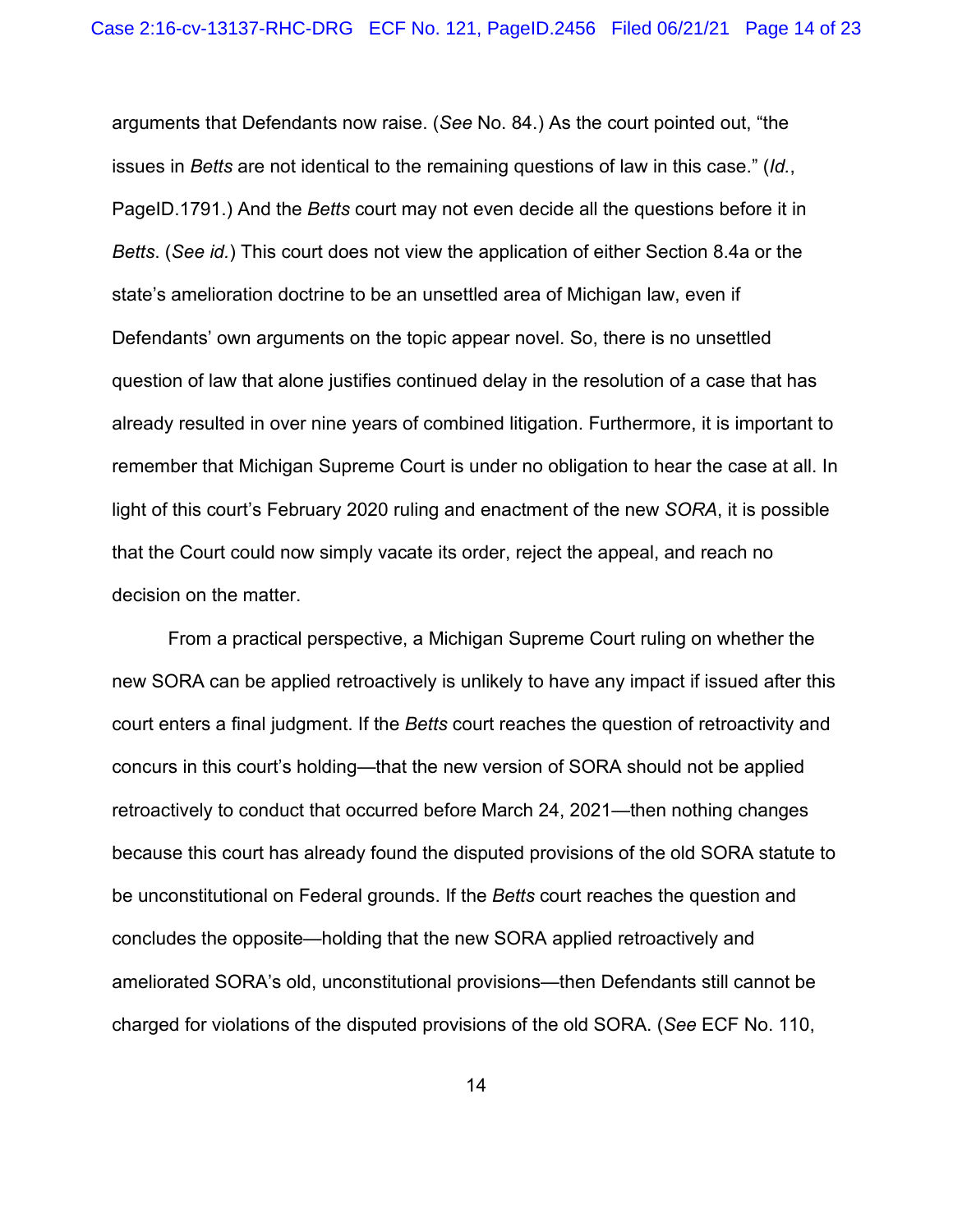arguments that Defendants now raise. (*See* No. 84.) As the court pointed out, "the issues in *Betts* are not identical to the remaining questions of law in this case." (*Id.*, PageID.1791.) And the *Betts* court may not even decide all the questions before it in *Betts*. (*See id.*) This court does not view the application of either Section 8.4a or the state's amelioration doctrine to be an unsettled area of Michigan law, even if Defendants' own arguments on the topic appear novel. So, there is no unsettled question of law that alone justifies continued delay in the resolution of a case that has already resulted in over nine years of combined litigation. Furthermore, it is important to remember that Michigan Supreme Court is under no obligation to hear the case at all. In light of this court's February 2020 ruling and enactment of the new *SORA*, it is possible that the Court could now simply vacate its order, reject the appeal, and reach no decision on the matter.

From a practical perspective, a Michigan Supreme Court ruling on whether the new SORA can be applied retroactively is unlikely to have any impact if issued after this court enters a final judgment. If the *Betts* court reaches the question of retroactivity and concurs in this court's holding—that the new version of SORA should not be applied retroactively to conduct that occurred before March 24, 2021—then nothing changes because this court has already found the disputed provisions of the old SORA statute to be unconstitutional on Federal grounds. If the *Betts* court reaches the question and concludes the opposite—holding that the new SORA applied retroactively and ameliorated SORA's old, unconstitutional provisions—then Defendants still cannot be charged for violations of the disputed provisions of the old SORA. (*See* ECF No. 110,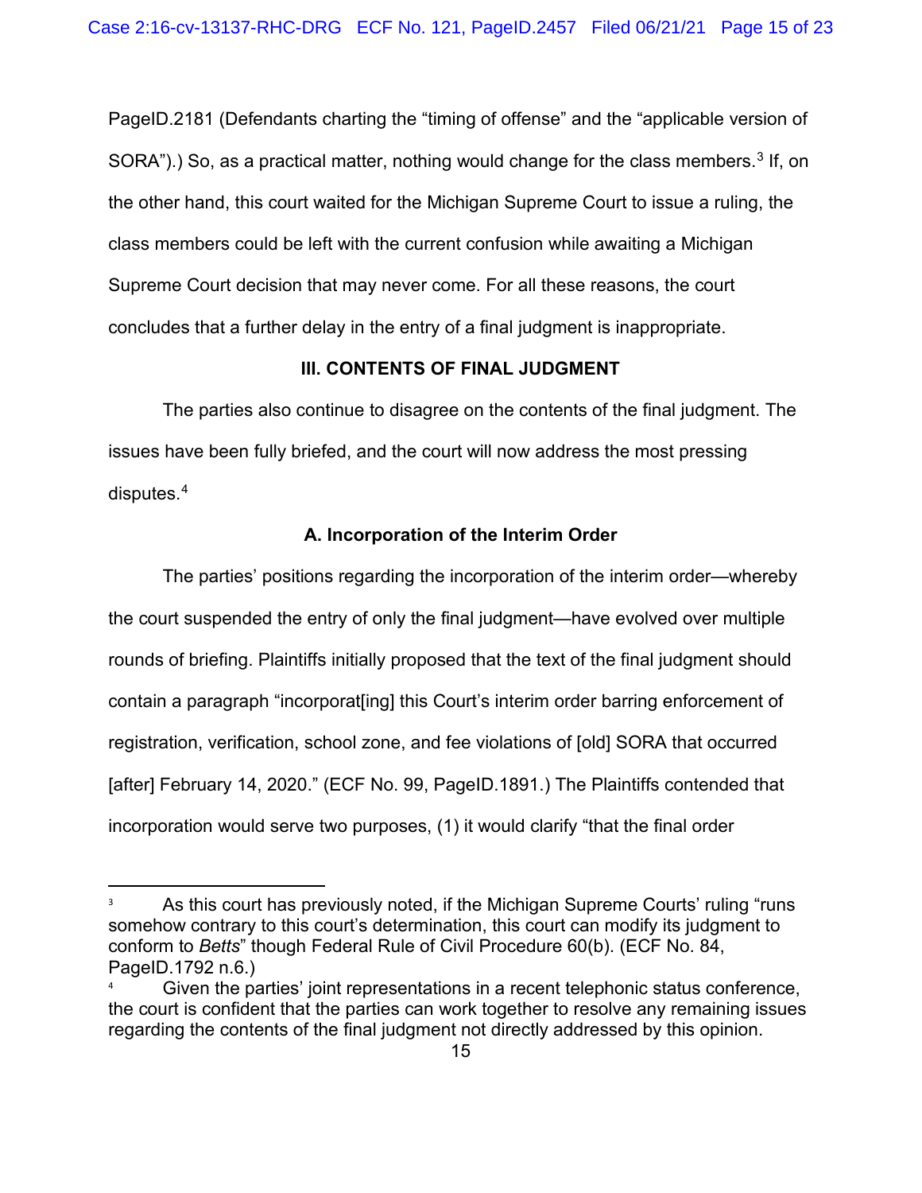PageID.2181 (Defendants charting the "timing of offense" and the "applicable version of SORA").) So, as a practical matter, nothing would change for the class members.[3] If, on the other hand, this court waited for the Michigan Supreme Court to issue a ruling, the class members could be left with the current confusion while awaiting a Michigan Supreme Court decision that may never come. For all these reasons, the court concludes that a further delay in the entry of a final judgment is inappropriate.

## III. CONTENTS OF FINAL JUDGMENT

The parties also continue to disagree on the contents of the final judgment. The issues have been fully briefed, and the court will now address the most pressing disputes.[4]

### A. Incorporation of the Interim Order

The parties' positions regarding the incorporation of the interim order—whereby the court suspended the entry of only the final judgment—have evolved over multiple rounds of briefing. Plaintiffs initially proposed that the text of the final judgment should contain a paragraph "incorporat[ing] this Court's interim order barring enforcement of registration, verification, school zone, and fee violations of [old] SORA that occurred [after] February 14, 2020." (ECF No. 99, PageID.1891.) The Plaintiffs contended that incorporation would serve two purposes, (1) it would clarify "that the final order

---

[3] As this court has previously noted, if the Michigan Supreme Courts' ruling "runs somehow contrary to this court's determination, this court can modify its judgment to conform to *Betts*" though Federal Rule of Civil Procedure 60(b). (ECF No. 84, PageID.1792 n.6.)

[4] Given the parties' joint representations in a recent telephonic status conference, the court is confident that the parties can work together to resolve any remaining issues regarding the contents of the final judgment not directly addressed by this opinion.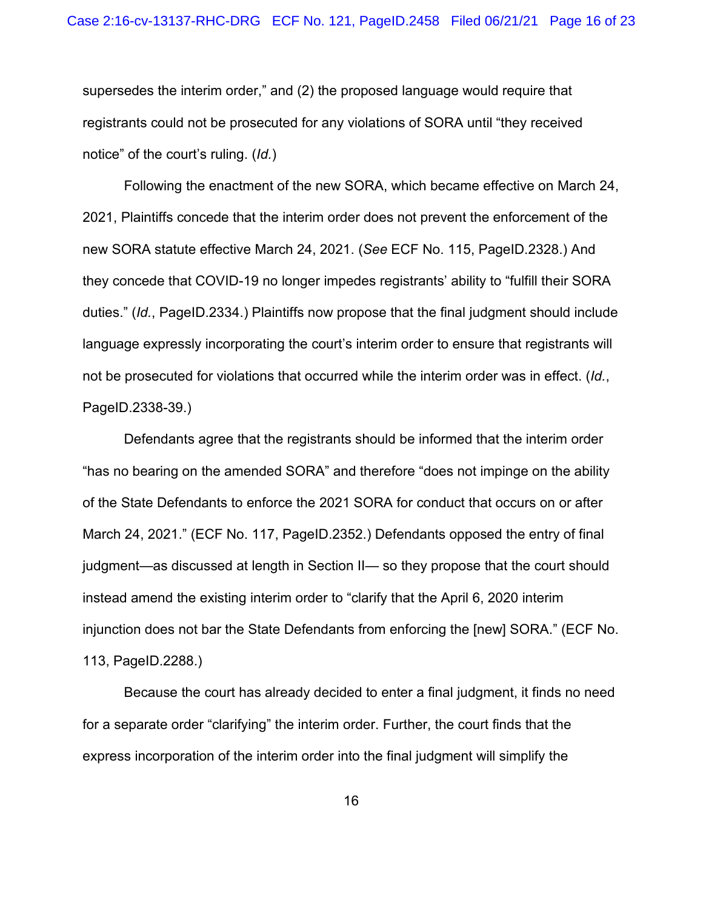supersedes the interim order," and (2) the proposed language would require that registrants could not be prosecuted for any violations of SORA until "they received notice" of the court's ruling. (*Id.*)

Following the enactment of the new SORA, which became effective on March 24, 2021, Plaintiffs concede that the interim order does not prevent the enforcement of the new SORA statute effective March 24, 2021. (*See* ECF No. 115, PageID.2328.) And they concede that COVID-19 no longer impedes registrants' ability to "fulfill their SORA duties." (*Id.*, PageID.2334.) Plaintiffs now propose that the final judgment should include language expressly incorporating the court's interim order to ensure that registrants will not be prosecuted for violations that occurred while the interim order was in effect. (*Id.*, PageID.2338-39.)

Defendants agree that the registrants should be informed that the interim order "has no bearing on the amended SORA" and therefore "does not impinge on the ability of the State Defendants to enforce the 2021 SORA for conduct that occurs on or after March 24, 2021." (ECF No. 117, PageID.2352.) Defendants opposed the entry of final judgment—as discussed at length in Section II— so they propose that the court should instead amend the existing interim order to "clarify that the April 6, 2020 interim injunction does not bar the State Defendants from enforcing the [new] SORA." (ECF No. 113, PageID.2288.)

Because the court has already decided to enter a final judgment, it finds no need for a separate order "clarifying" the interim order. Further, the court finds that the express incorporation of the interim order into the final judgment will simplify the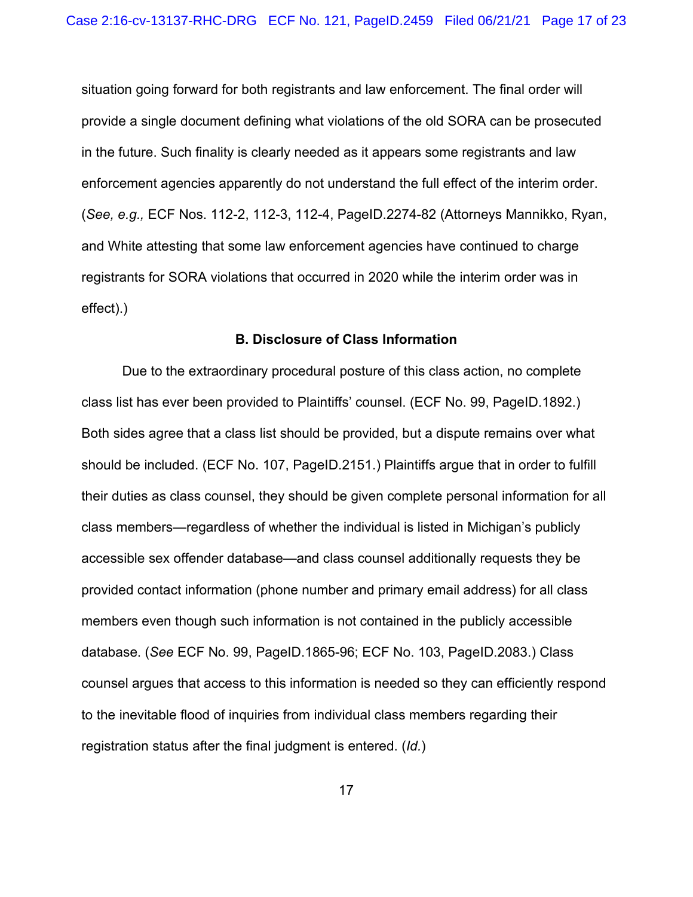situation going forward for both registrants and law enforcement. The final order will provide a single document defining what violations of the old SORA can be prosecuted in the future. Such finality is clearly needed as it appears some registrants and law enforcement agencies apparently do not understand the full effect of the interim order. (*See, e.g.,* ECF Nos. 112-2, 112-3, 112-4, PageID.2274-82 (Attorneys Mannikko, Ryan, and White attesting that some law enforcement agencies have continued to charge registrants for SORA violations that occurred in 2020 while the interim order was in effect).)

**B. Disclosure of Class Information**

Due to the extraordinary procedural posture of this class action, no complete class list has ever been provided to Plaintiffs' counsel. (ECF No. 99, PageID.1892.) Both sides agree that a class list should be provided, but a dispute remains over what should be included. (ECF No. 107, PageID.2151.) Plaintiffs argue that in order to fulfill their duties as class counsel, they should be given complete personal information for all class members—regardless of whether the individual is listed in Michigan's publicly accessible sex offender database—and class counsel additionally requests they be provided contact information (phone number and primary email address) for all class members even though such information is not contained in the publicly accessible database. (*See* ECF No. 99, PageID.1865-96; ECF No. 103, PageID.2083.) Class counsel argues that access to this information is needed so they can efficiently respond to the inevitable flood of inquiries from individual class members regarding their registration status after the final judgment is entered. (*Id.*)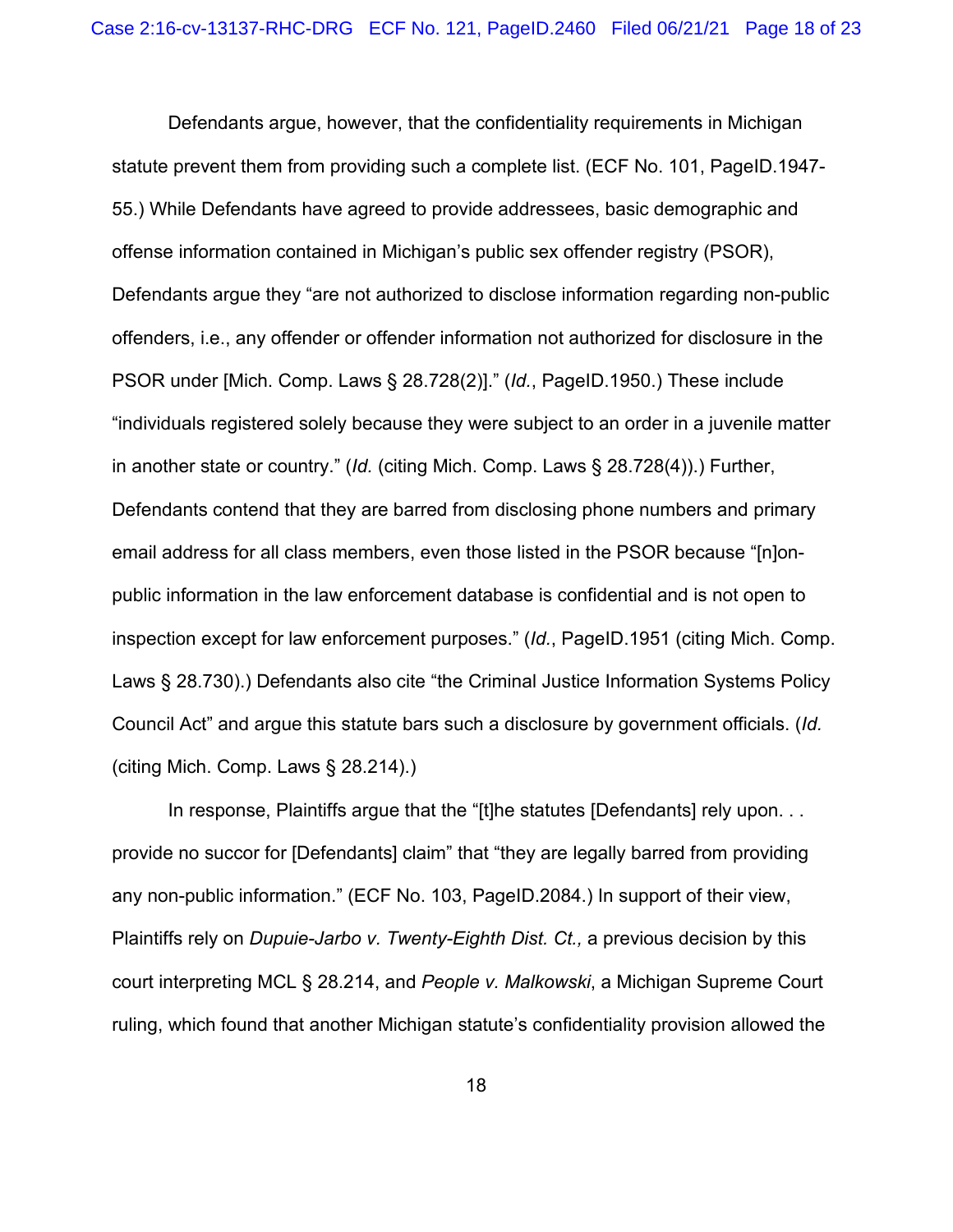Defendants argue, however, that the confidentiality requirements in Michigan statute prevent them from providing such a complete list. (ECF No. 101, PageID.1947-55.) While Defendants have agreed to provide addressees, basic demographic and offense information contained in Michigan's public sex offender registry (PSOR), Defendants argue they "are not authorized to disclose information regarding non-public offenders, i.e., any offender or offender information not authorized for disclosure in the PSOR under [Mich. Comp. Laws § 28.728(2)]." (*Id.*, PageID.1950.) These include "individuals registered solely because they were subject to an order in a juvenile matter in another state or country." (*Id.* (citing Mich. Comp. Laws § 28.728(4)).) Further, Defendants contend that they are barred from disclosing phone numbers and primary email address for all class members, even those listed in the PSOR because "[n]on-public information in the law enforcement database is confidential and is not open to inspection except for law enforcement purposes." (*Id.*, PageID.1951 (citing Mich. Comp. Laws § 28.730).) Defendants also cite "the Criminal Justice Information Systems Policy Council Act" and argue this statute bars such a disclosure by government officials. (*Id.* (citing Mich. Comp. Laws § 28.214).)

In response, Plaintiffs argue that the "[t]he statutes [Defendants] rely upon. . . provide no succor for [Defendants] claim" that "they are legally barred from providing any non-public information." (ECF No. 103, PageID.2084.) In support of their view, Plaintiffs rely on *Dupuie-Jarbo v. Twenty-Eighth Dist. Ct.,* a previous decision by this court interpreting MCL § 28.214, and *People v. Malkowski*, a Michigan Supreme Court ruling, which found that another Michigan statute's confidentiality provision allowed the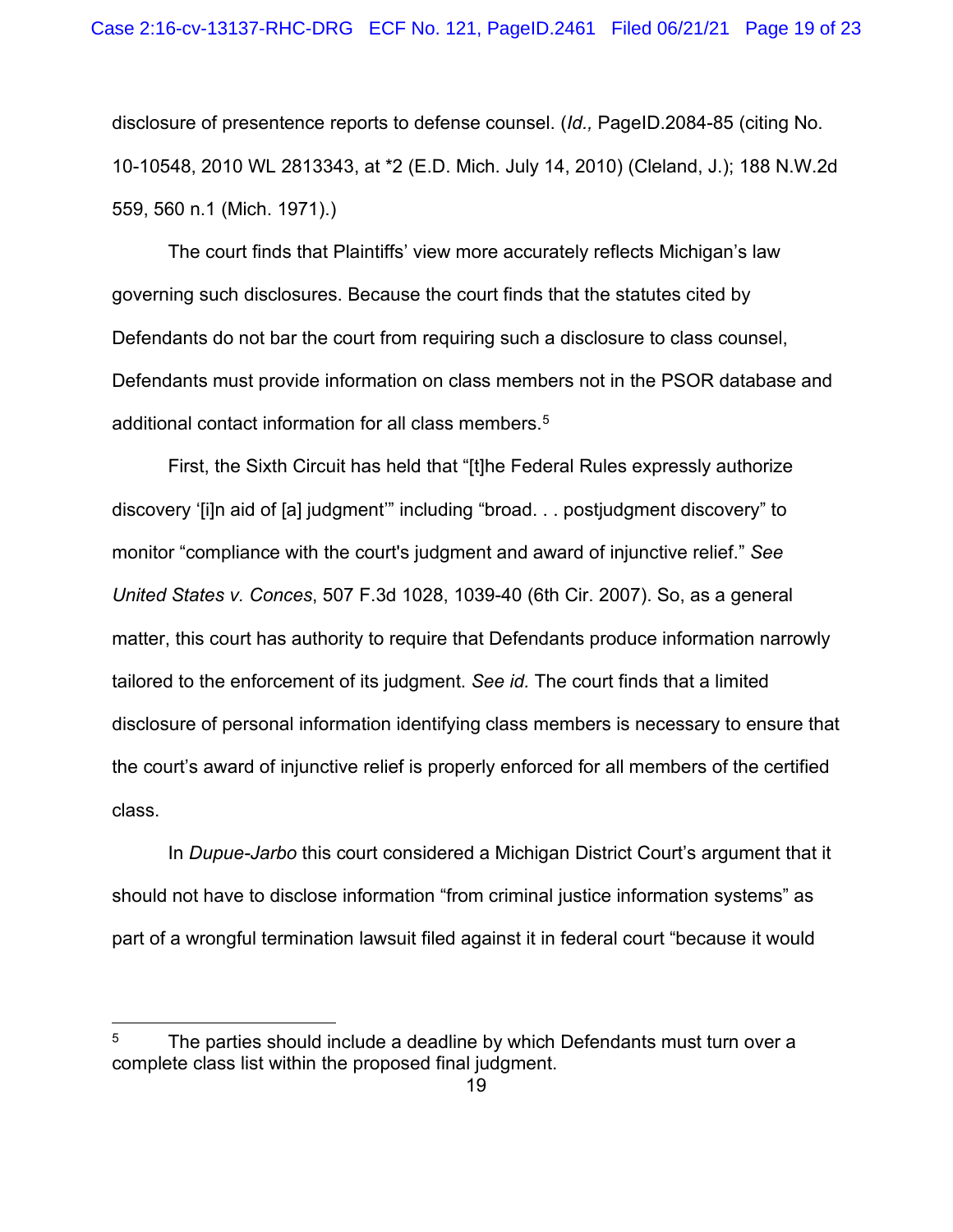disclosure of presentence reports to defense counsel. (*Id.,* PageID.2084-85 (citing No. 10-10548, 2010 WL 2813343, at *2 (E.D. Mich. July 14, 2010) (Cleland, J.); 188 N.W.2d 559, 560 n.1 (Mich. 1971).)

The court finds that Plaintiffs' view more accurately reflects Michigan's law governing such disclosures. Because the court finds that the statutes cited by Defendants do not bar the court from requiring such a disclosure to class counsel, Defendants must provide information on class members not in the PSOR database and additional contact information for all class members.[5]

First, the Sixth Circuit has held that "[t]he Federal Rules expressly authorize discovery '[i]n aid of [a] judgment'" including "broad. . . postjudgment discovery" to monitor "compliance with the court's judgment and award of injunctive relief." *See United States v. Conces*, 507 F.3d 1028, 1039-40 (6th Cir. 2007). So, as a general matter, this court has authority to require that Defendants produce information narrowly tailored to the enforcement of its judgment. *See id.* The court finds that a limited disclosure of personal information identifying class members is necessary to ensure that the court's award of injunctive relief is properly enforced for all members of the certified class.

In *Dupue-Jarbo* this court considered a Michigan District Court's argument that it should not have to disclose information "from criminal justice information systems" as part of a wrongful termination lawsuit filed against it in federal court "because it would

---

[5] The parties should include a deadline by which Defendants must turn over a complete class list within the proposed final judgment.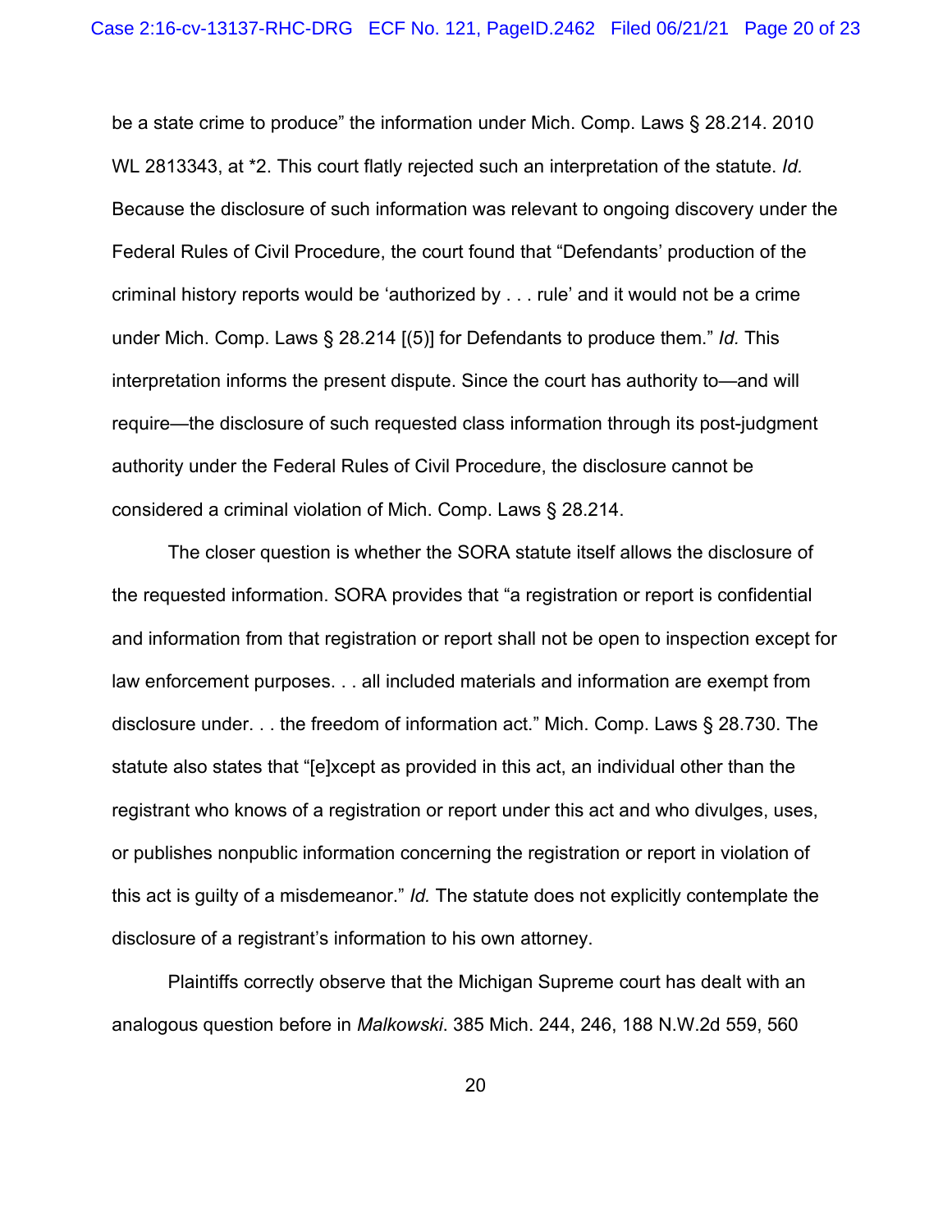be a state crime to produce" the information under Mich. Comp. Laws § 28.214. 2010 WL 2813343, at *2. This court flatly rejected such an interpretation of the statute. *Id.* Because the disclosure of such information was relevant to ongoing discovery under the Federal Rules of Civil Procedure, the court found that "Defendants' production of the criminal history reports would be 'authorized by . . . rule' and it would not be a crime under Mich. Comp. Laws § 28.214 [(5)] for Defendants to produce them." *Id.* This interpretation informs the present dispute. Since the court has authority to—and will require—the disclosure of such requested class information through its post-judgment authority under the Federal Rules of Civil Procedure, the disclosure cannot be considered a criminal violation of Mich. Comp. Laws § 28.214.

The closer question is whether the SORA statute itself allows the disclosure of the requested information. SORA provides that "a registration or report is confidential and information from that registration or report shall not be open to inspection except for law enforcement purposes. . . all included materials and information are exempt from disclosure under. . . the freedom of information act." Mich. Comp. Laws § 28.730. The statute also states that "[e]xcept as provided in this act, an individual other than the registrant who knows of a registration or report under this act and who divulges, uses, or publishes nonpublic information concerning the registration or report in violation of this act is guilty of a misdemeanor." *Id.* The statute does not explicitly contemplate the disclosure of a registrant's information to his own attorney.

Plaintiffs correctly observe that the Michigan Supreme court has dealt with an analogous question before in *Malkowski*. 385 Mich. 244, 246, 188 N.W.2d 559, 560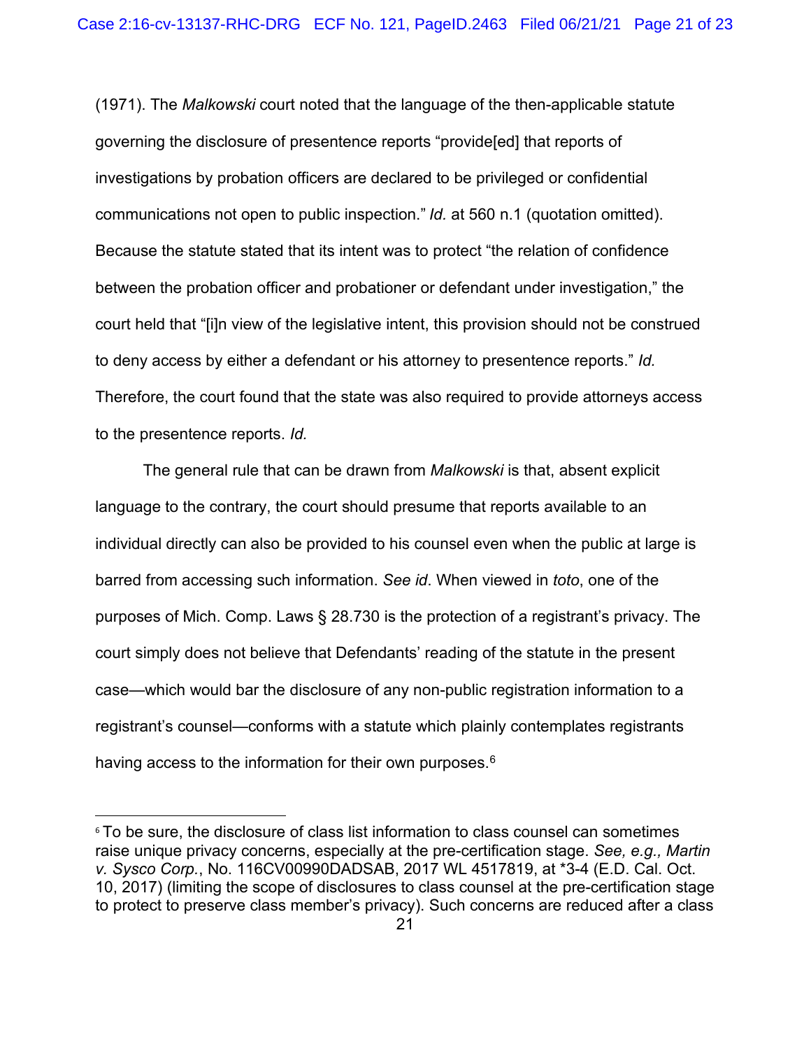(1971). The *Malkowski* court noted that the language of the then-applicable statute governing the disclosure of presentence reports "provide[ed] that reports of investigations by probation officers are declared to be privileged or confidential communications not open to public inspection." *Id.* at 560 n.1 (quotation omitted). Because the statute stated that its intent was to protect "the relation of confidence between the probation officer and probationer or defendant under investigation," the court held that "[i]n view of the legislative intent, this provision should not be construed to deny access by either a defendant or his attorney to presentence reports." *Id.* Therefore, the court found that the state was also required to provide attorneys access to the presentence reports. *Id.*

The general rule that can be drawn from *Malkowski* is that, absent explicit language to the contrary, the court should presume that reports available to an individual directly can also be provided to his counsel even when the public at large is barred from accessing such information. *See id*. When viewed in *toto*, one of the purposes of Mich. Comp. Laws § 28.730 is the protection of a registrant's privacy. The court simply does not believe that Defendants' reading of the statute in the present case—which would bar the disclosure of any non-public registration information to a registrant's counsel—conforms with a statute which plainly contemplates registrants having access to the information for their own purposes.[6]

---

[6] To be sure, the disclosure of class list information to class counsel can sometimes raise unique privacy concerns, especially at the pre-certification stage. *See, e.g., Martin v. Sysco Corp.*, No. 116CV00990DADSAB, 2017 WL 4517819, at *3-4 (E.D. Cal. Oct. 10, 2017) (limiting the scope of disclosures to class counsel at the pre-certification stage to protect to preserve class member's privacy). Such concerns are reduced after a class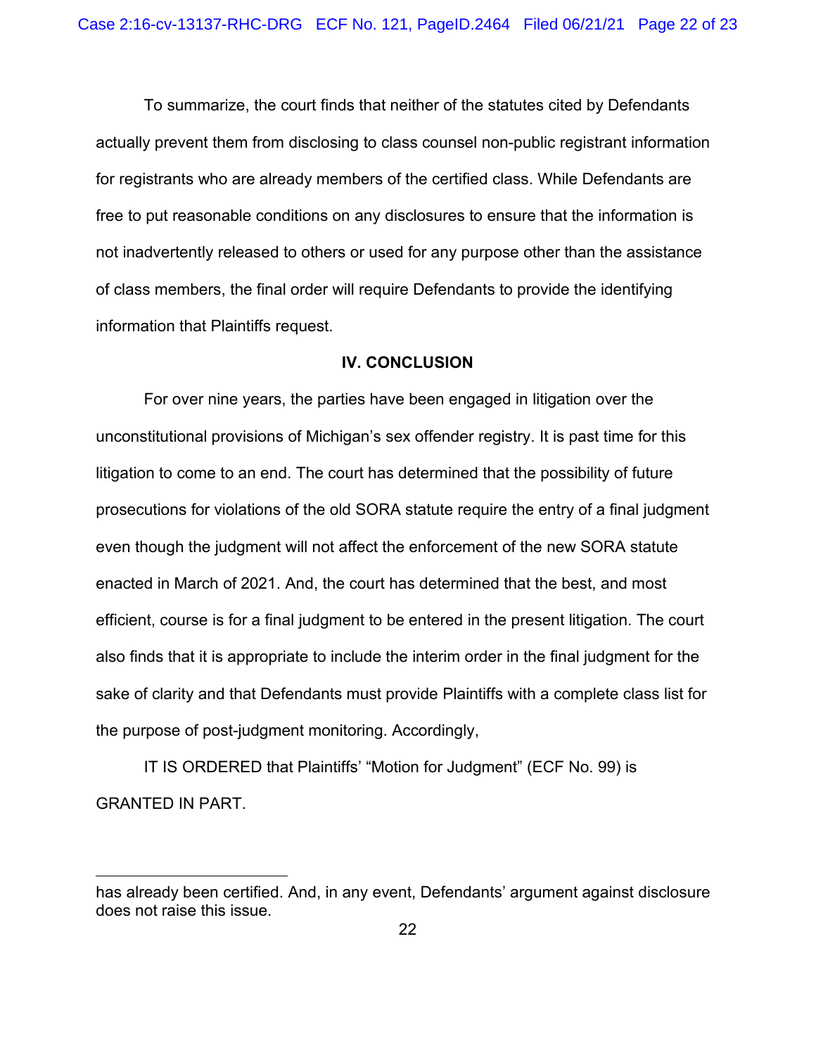To summarize, the court finds that neither of the statutes cited by Defendants actually prevent them from disclosing to class counsel non-public registrant information for registrants who are already members of the certified class. While Defendants are free to put reasonable conditions on any disclosures to ensure that the information is not inadvertently released to others or used for any purpose other than the assistance of class members, the final order will require Defendants to provide the identifying information that Plaintiffs request.

## IV. CONCLUSION

For over nine years, the parties have been engaged in litigation over the unconstitutional provisions of Michigan's sex offender registry. It is past time for this litigation to come to an end. The court has determined that the possibility of future prosecutions for violations of the old SORA statute require the entry of a final judgment even though the judgment will not affect the enforcement of the new SORA statute enacted in March of 2021. And, the court has determined that the best, and most efficient, course is for a final judgment to be entered in the present litigation. The court also finds that it is appropriate to include the interim order in the final judgment for the sake of clarity and that Defendants must provide Plaintiffs with a complete class list for the purpose of post-judgment monitoring. Accordingly,

IT IS ORDERED that Plaintiffs' "Motion for Judgment" (ECF No. 99) is GRANTED IN PART.

---

has already been certified. And, in any event, Defendants' argument against disclosure does not raise this issue.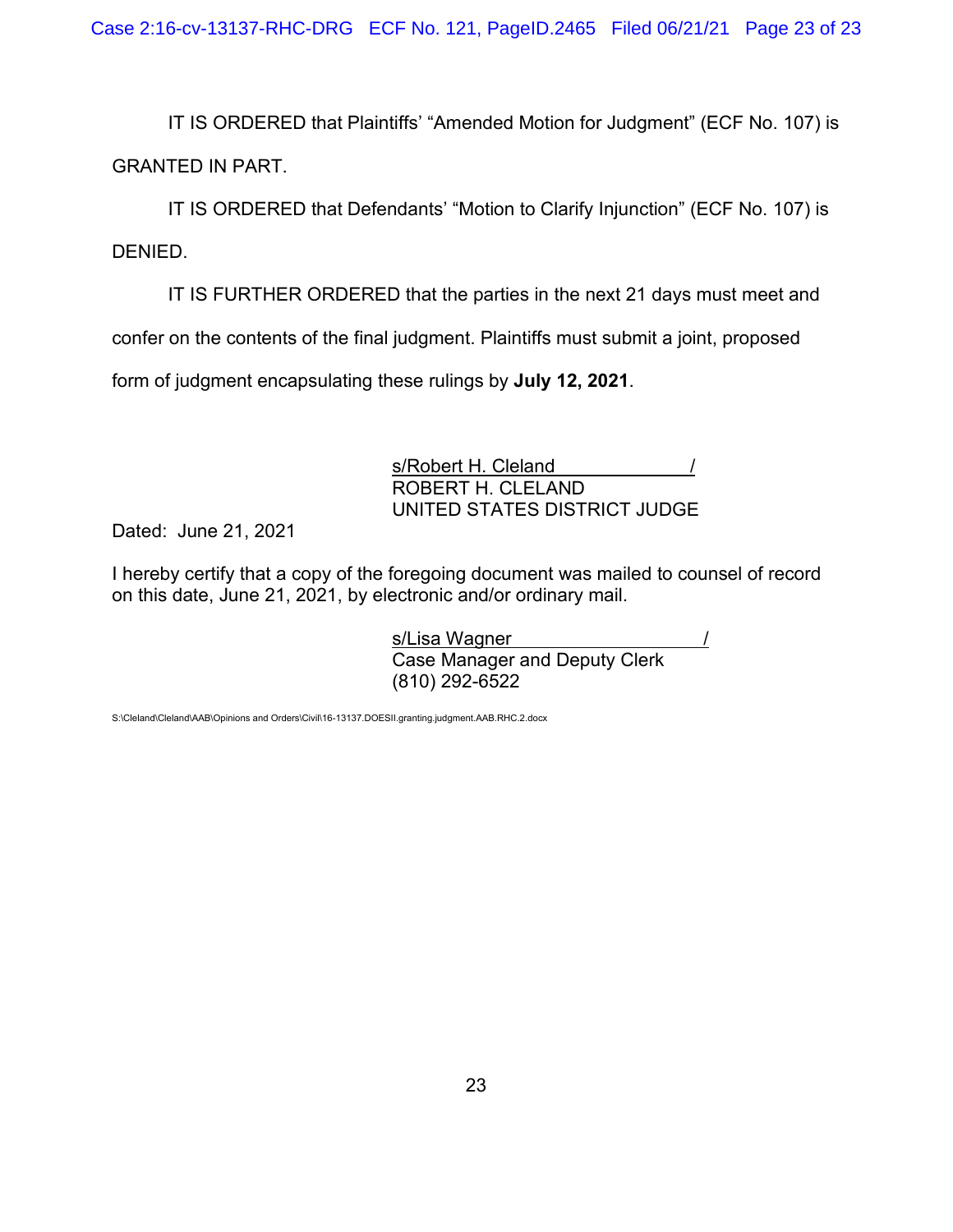IT IS ORDERED that Plaintiffs' "Amended Motion for Judgment" (ECF No. 107) is GRANTED IN PART.

IT IS ORDERED that Defendants' "Motion to Clarify Injunction" (ECF No. 107) is DENIED.

IT IS FURTHER ORDERED that the parties in the next 21 days must meet and confer on the contents of the final judgment. Plaintiffs must submit a joint, proposed form of judgment encapsulating these rulings by **July 12, 2021**.

s/Robert H. Cleland /
ROBERT H. CLELAND
UNITED STATES DISTRICT JUDGE

Dated: June 21, 2021

I hereby certify that a copy of the foregoing document was mailed to counsel of record on this date, June 21, 2021, by electronic and/or ordinary mail.

s/Lisa Wagner /
Case Manager and Deputy Clerk
(810) 292-6522

S:\Cleland\Cleland\AAB\Opinions and Orders\Civil\16-13137.DOESII.granting.judgment.AAB.RHC.2.docx